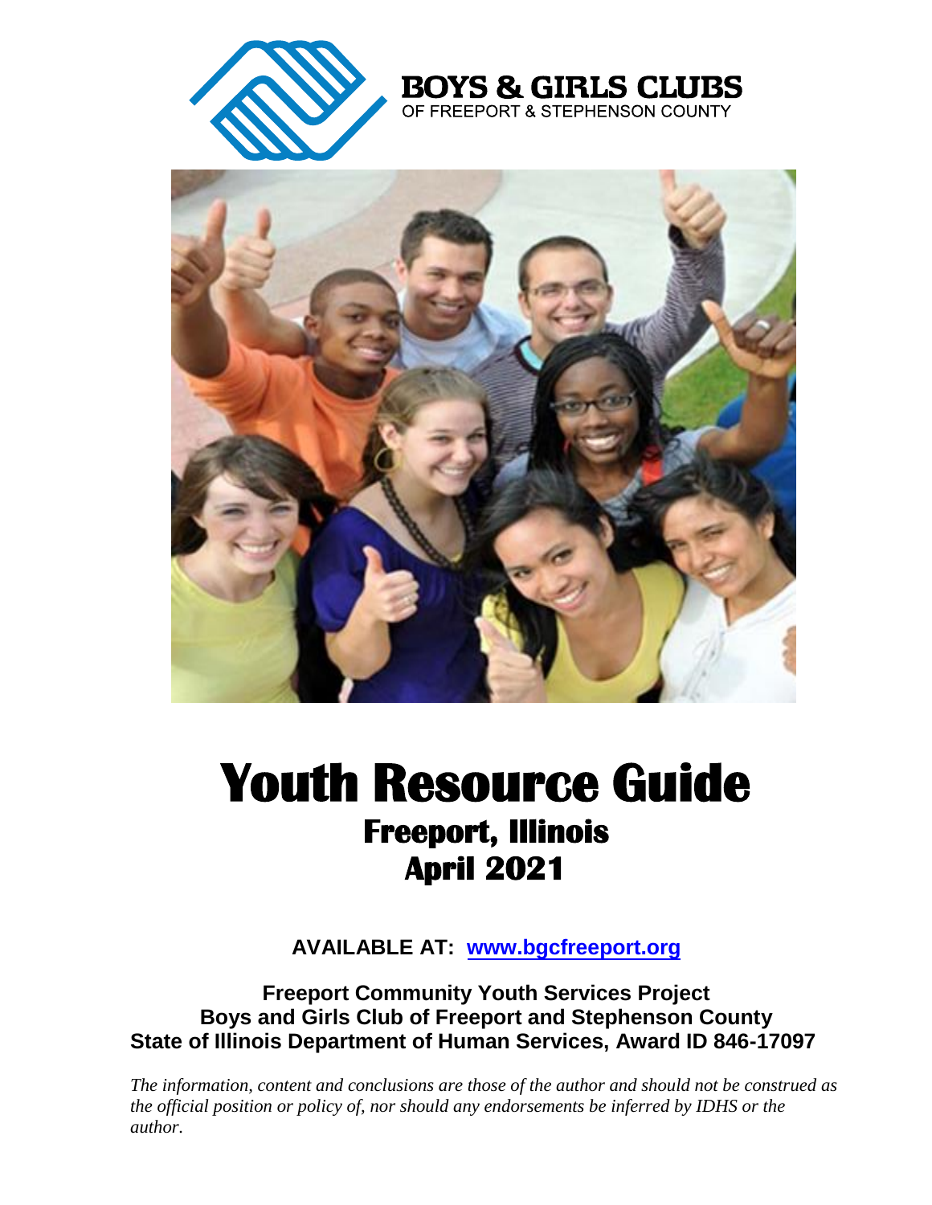**BOYS & GIRLS CLUBS**
OF FREEPORT & STEPHENSON COUNTY

# Youth Resource Guide

## Freeport, Illinois
## April 2021

**AVAILABLE AT: [www.bgcfreeport.org](http://www.bgcfreeport.org)**

**Freeport Community Youth Services Project**
**Boys and Girls Club of Freeport and Stephenson County**
**State of Illinois Department of Human Services, Award ID 846-17097**

*The information, content and conclusions are those of the author and should not be construed as the official position or policy of, nor should any endorsements be inferred by IDHS or the author.*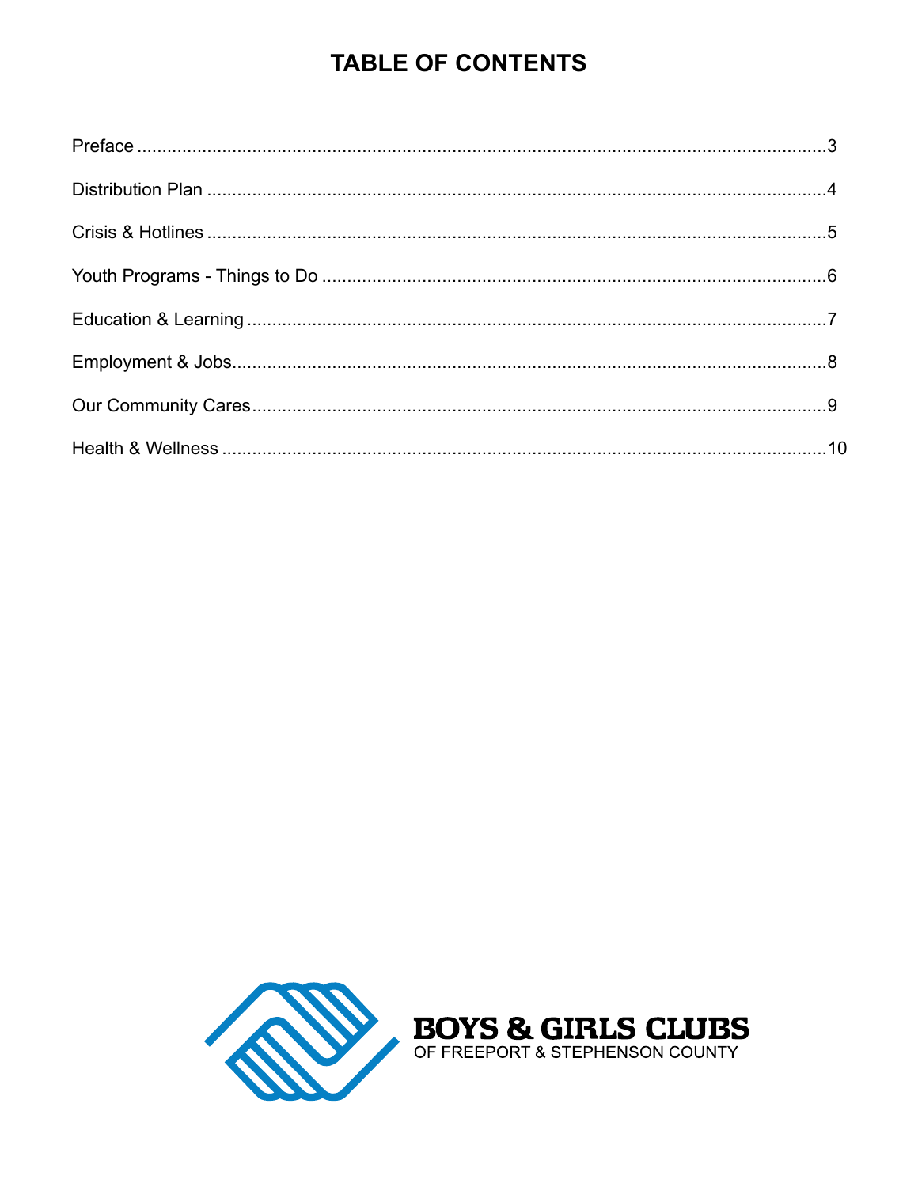# TABLE OF CONTENTS

| | |
|---|---|
| Preface | 3 |
| Distribution Plan | 4 |
| Crisis & Hotlines | 5 |
| Youth Programs - Things to Do | 6 |
| Education & Learning | 7 |
| Employment & Jobs | 8 |
| Our Community Cares | 9 |
| Health & Wellness | 10 |

**BOYS & GIRLS CLUBS**
OF FREEPORT & STEPHENSON COUNTY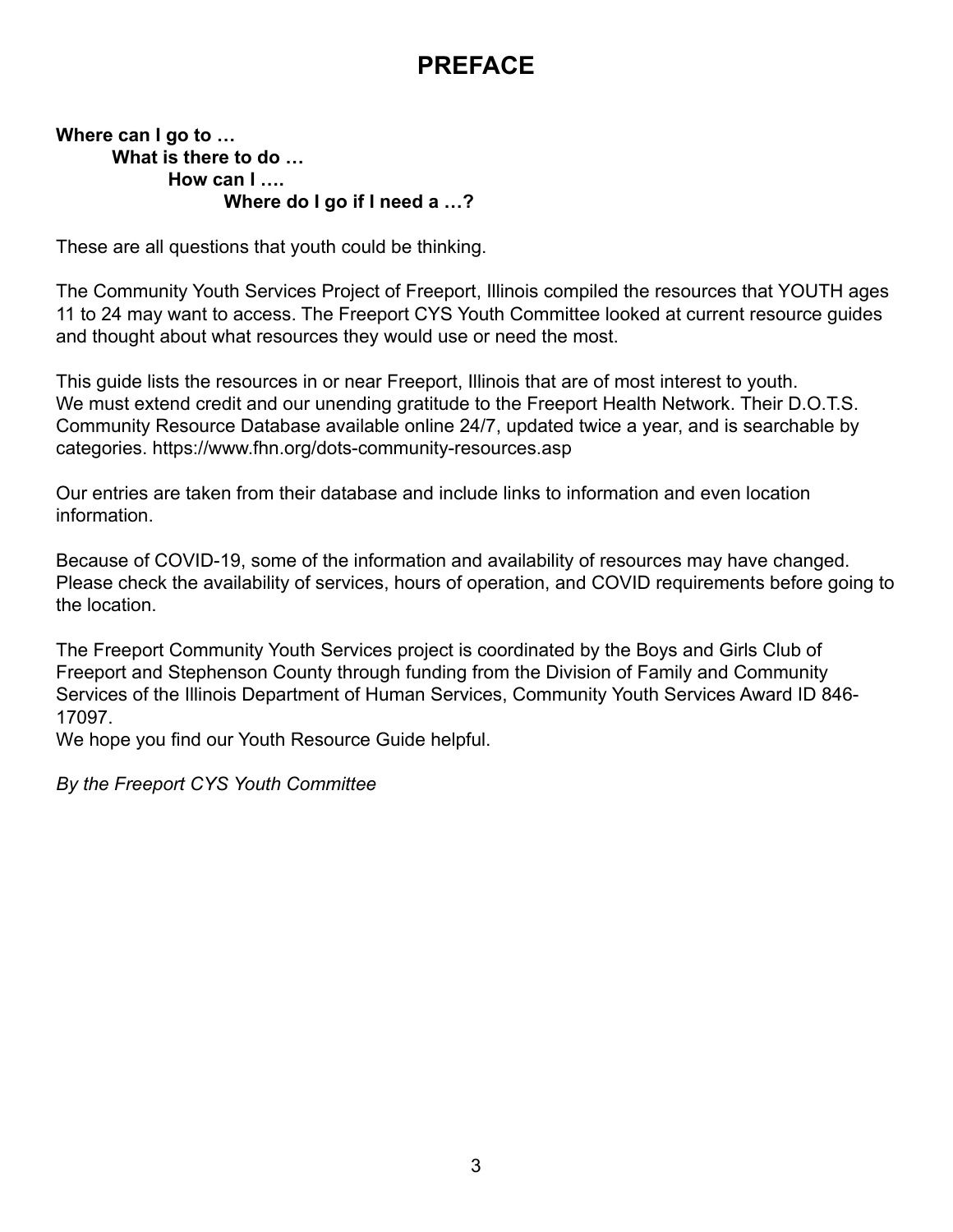# PREFACE

**Where can I go to …**
**What is there to do …**
**How can I ….**
**Where do I go if I need a …?**

These are all questions that youth could be thinking.

The Community Youth Services Project of Freeport, Illinois compiled the resources that YOUTH ages 11 to 24 may want to access. The Freeport CYS Youth Committee looked at current resource guides and thought about what resources they would use or need the most.

This guide lists the resources in or near Freeport, Illinois that are of most interest to youth. We must extend credit and our unending gratitude to the Freeport Health Network. Their D.O.T.S. Community Resource Database available online 24/7, updated twice a year, and is searchable by categories. https://www.fhn.org/dots-community-resources.asp

Our entries are taken from their database and include links to information and even location information.

Because of COVID-19, some of the information and availability of resources may have changed. Please check the availability of services, hours of operation, and COVID requirements before going to the location.

The Freeport Community Youth Services project is coordinated by the Boys and Girls Club of Freeport and Stephenson County through funding from the Division of Family and Community Services of the Illinois Department of Human Services, Community Youth Services Award ID 846-17097.
We hope you find our Youth Resource Guide helpful.

*By the Freeport CYS Youth Committee*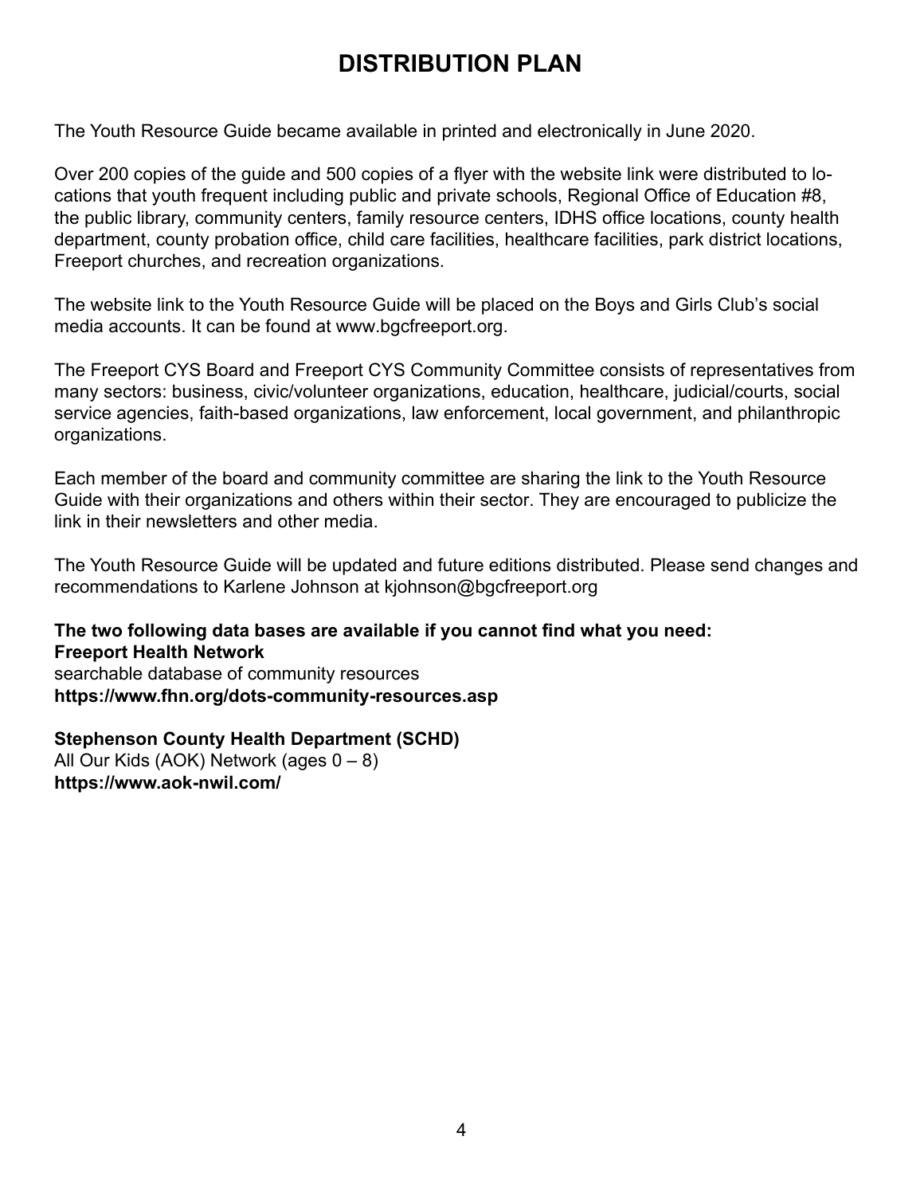# DISTRIBUTION PLAN

The Youth Resource Guide became available in printed and electronically in June 2020.

Over 200 copies of the guide and 500 copies of a flyer with the website link were distributed to locations that youth frequent including public and private schools, Regional Office of Education #8, the public library, community centers, family resource centers, IDHS office locations, county health department, county probation office, child care facilities, healthcare facilities, park district locations, Freeport churches, and recreation organizations.

The website link to the Youth Resource Guide will be placed on the Boys and Girls Club's social media accounts. It can be found at www.bgcfreeport.org.

The Freeport CYS Board and Freeport CYS Community Committee consists of representatives from many sectors: business, civic/volunteer organizations, education, healthcare, judicial/courts, social service agencies, faith-based organizations, law enforcement, local government, and philanthropic organizations.

Each member of the board and community committee are sharing the link to the Youth Resource Guide with their organizations and others within their sector. They are encouraged to publicize the link in their newsletters and other media.

The Youth Resource Guide will be updated and future editions distributed. Please send changes and recommendations to Karlene Johnson at kjohnson@bgcfreeport.org

**The two following data bases are available if you cannot find what you need:**
**Freeport Health Network**
searchable database of community resources
**https://www.fhn.org/dots-community-resources.asp**

**Stephenson County Health Department (SCHD)**
All Our Kids (AOK) Network (ages 0 – 8)
**https://www.aok-nwil.com/**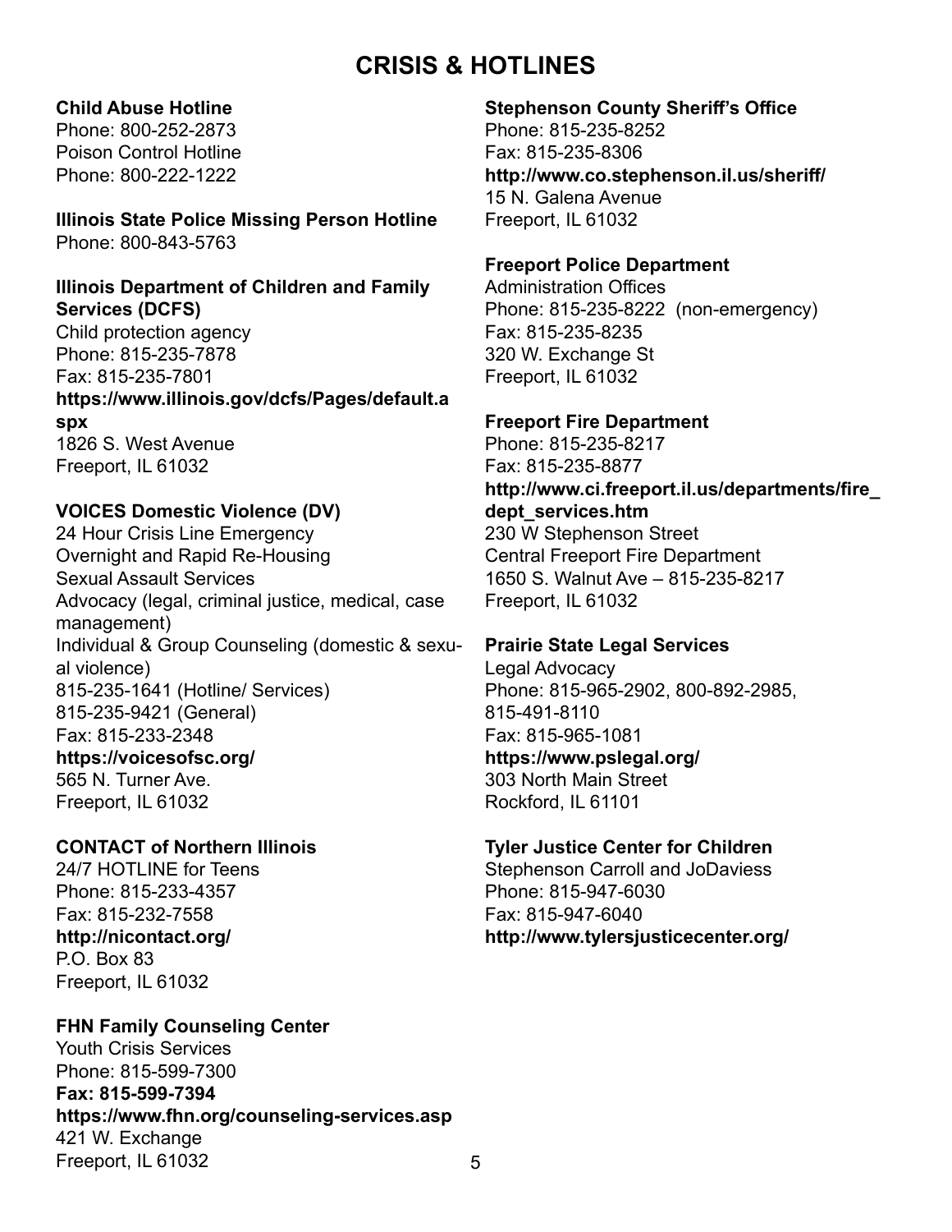# CRISIS & HOTLINES

**Child Abuse Hotline**
Phone: 800-252-2873
Poison Control Hotline
Phone: 800-222-1222

**Illinois State Police Missing Person Hotline**
Phone: 800-843-5763

**Illinois Department of Children and Family Services (DCFS)**
Child protection agency
Phone: 815-235-7878
Fax: 815-235-7801
**https://www.illinois.gov/dcfs/Pages/default.aspx**
1826 S. West Avenue
Freeport, IL 61032

**VOICES Domestic Violence (DV)**
24 Hour Crisis Line Emergency
Overnight and Rapid Re-Housing
Sexual Assault Services
Advocacy (legal, criminal justice, medical, case management)
Individual & Group Counseling (domestic & sexual violence)
815-235-1641 (Hotline/ Services)
815-235-9421 (General)
Fax: 815-233-2348
**https://voicesofsc.org/**
565 N. Turner Ave.
Freeport, IL 61032

**CONTACT of Northern Illinois**
24/7 HOTLINE for Teens
Phone: 815-233-4357
Fax: 815-232-7558
**http://nicontact.org/**
P.O. Box 83
Freeport, IL 61032

**FHN Family Counseling Center**
Youth Crisis Services
Phone: 815-599-7300
**Fax: 815-599-7394**
**https://www.fhn.org/counseling-services.asp**
421 W. Exchange
Freeport, IL 61032

**Stephenson County Sheriff's Office**
Phone: 815-235-8252
Fax: 815-235-8306
**http://www.co.stephenson.il.us/sheriff/**
15 N. Galena Avenue
Freeport, IL 61032

**Freeport Police Department**
Administration Offices
Phone: 815-235-8222 (non-emergency)
Fax: 815-235-8235
320 W. Exchange St
Freeport, IL 61032

**Freeport Fire Department**
Phone: 815-235-8217
Fax: 815-235-8877
**http://www.ci.freeport.il.us/departments/fire_dept_services.htm**
230 W Stephenson Street
Central Freeport Fire Department
1650 S. Walnut Ave – 815-235-8217
Freeport, IL 61032

**Prairie State Legal Services**
Legal Advocacy
Phone: 815-965-2902, 800-892-2985, 815-491-8110
Fax: 815-965-1081
**https://www.pslegal.org/**
303 North Main Street
Rockford, IL 61101

**Tyler Justice Center for Children**
Stephenson Carroll and JoDaviess
Phone: 815-947-6030
Fax: 815-947-6040
**http://www.tylersjusticecenter.org/**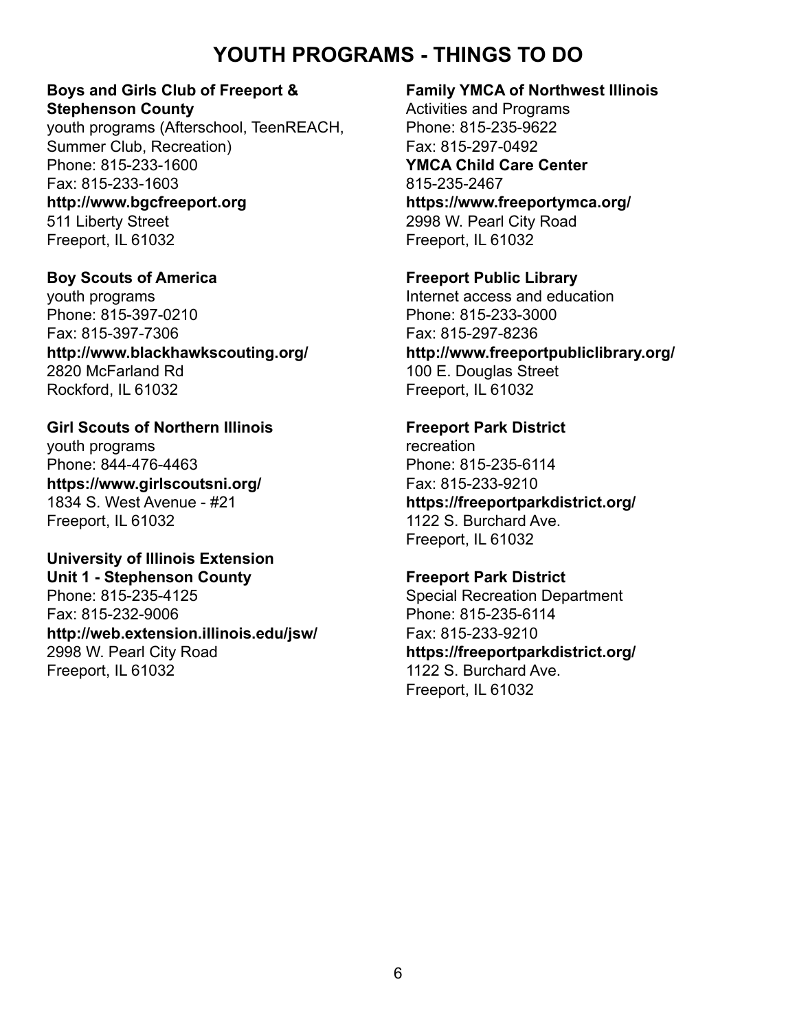# YOUTH PROGRAMS - THINGS TO DO

**Boys and Girls Club of Freeport & Stephenson County**
youth programs (Afterschool, TeenREACH, Summer Club, Recreation)
Phone: 815-233-1600
Fax: 815-233-1603
**http://www.bgcfreeport.org**
511 Liberty Street
Freeport, IL 61032

**Boy Scouts of America**
youth programs
Phone: 815-397-0210
Fax: 815-397-7306
**http://www.blackhawkscouting.org/**
2820 McFarland Rd
Rockford, IL 61032

**Girl Scouts of Northern Illinois**
youth programs
Phone: 844-476-4463
**https://www.girlscoutsni.org/**
1834 S. West Avenue - #21
Freeport, IL 61032

**University of Illinois Extension Unit 1 - Stephenson County**
Phone: 815-235-4125
Fax: 815-232-9006
**http://web.extension.illinois.edu/jsw/**
2998 W. Pearl City Road
Freeport, IL 61032

**Family YMCA of Northwest Illinois**
Activities and Programs
Phone: 815-235-9622
Fax: 815-297-0492
**YMCA Child Care Center**
815-235-2467
**https://www.freeportymca.org/**
2998 W. Pearl City Road
Freeport, IL 61032

**Freeport Public Library**
Internet access and education
Phone: 815-233-3000
Fax: 815-297-8236
**http://www.freeportpubliclibrary.org/**
100 E. Douglas Street
Freeport, IL 61032

**Freeport Park District**
recreation
Phone: 815-235-6114
Fax: 815-233-9210
**https://freeportparkdistrict.org/**
1122 S. Burchard Ave.
Freeport, IL 61032

**Freeport Park District**
Special Recreation Department
Phone: 815-235-6114
Fax: 815-233-9210
**https://freeportparkdistrict.org/**
1122 S. Burchard Ave.
Freeport, IL 61032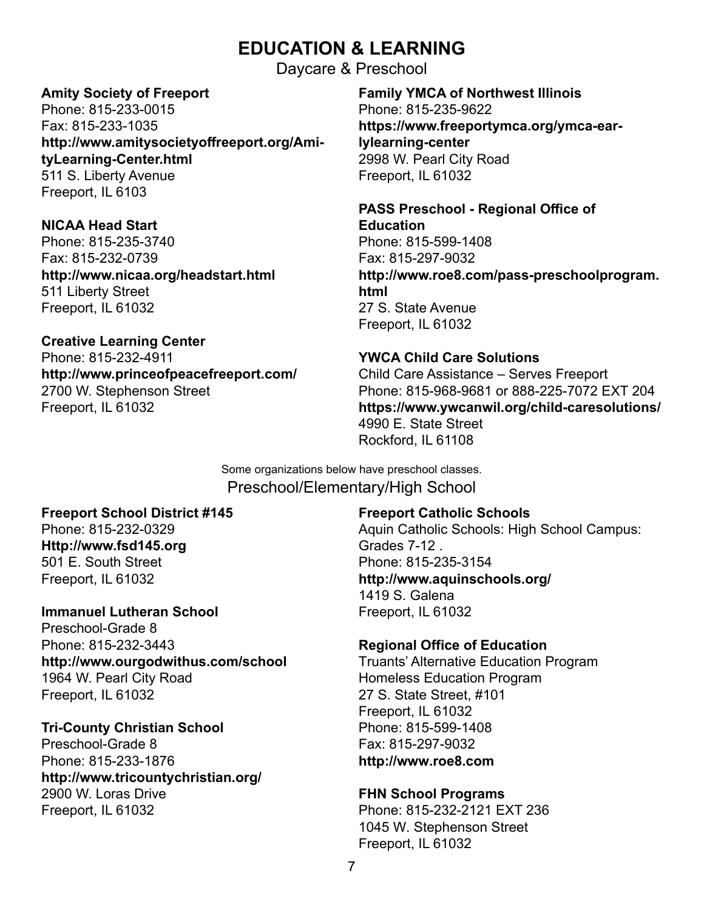# EDUCATION & LEARNING

## Daycare & Preschool

**Amity Society of Freeport**
Phone: 815-233-0015
Fax: 815-233-1035
**http://www.amitysocietyoffreeport.org/AmityLearning-Center.html**
511 S. Liberty Avenue
Freeport, IL 6103

**NICAA Head Start**
Phone: 815-235-3740
Fax: 815-232-0739
**http://www.nicaa.org/headstart.html**
511 Liberty Street
Freeport, IL 61032

**Creative Learning Center**
Phone: 815-232-4911
**http://www.princeofpeacefreeport.com/**
2700 W. Stephenson Street
Freeport, IL 61032

**Family YMCA of Northwest Illinois**
Phone: 815-235-9622
**https://www.freeportymca.org/ymca-earlylearning-center**
2998 W. Pearl City Road
Freeport, IL 61032

**PASS Preschool - Regional Office of Education**
Phone: 815-599-1408
Fax: 815-297-9032
**http://www.roe8.com/pass-preschoolprogram.html**
27 S. State Avenue
Freeport, IL 61032

**YWCA Child Care Solutions**
Child Care Assistance – Serves Freeport
Phone: 815-968-9681 or 888-225-7072 EXT 204
**https://www.ywcanwil.org/child-caresolutions/**
4990 E. State Street
Rockford, IL 61108

Some organizations below have preschool classes.

## Preschool/Elementary/High School

**Freeport School District #145**
Phone: 815-232-0329
**Http://www.fsd145.org**
501 E. South Street
Freeport, IL 61032

**Immanuel Lutheran School**
Preschool-Grade 8
Phone: 815-232-3443
**http://www.ourgodwithus.com/school**
1964 W. Pearl City Road
Freeport, IL 61032

**Tri-County Christian School**
Preschool-Grade 8
Phone: 815-233-1876
**http://www.tricountychristian.org/**
2900 W. Loras Drive
Freeport, IL 61032

**Freeport Catholic Schools**
Aquin Catholic Schools: High School Campus: Grades 7-12 .
Phone: 815-235-3154
**http://www.aquinschools.org/**
1419 S. Galena
Freeport, IL 61032

**Regional Office of Education**
Truants' Alternative Education Program
Homeless Education Program
27 S. State Street, #101
Freeport, IL 61032
Phone: 815-599-1408
Fax: 815-297-9032
**http://www.roe8.com**

**FHN School Programs**
Phone: 815-232-2121 EXT 236
1045 W. Stephenson Street
Freeport, IL 61032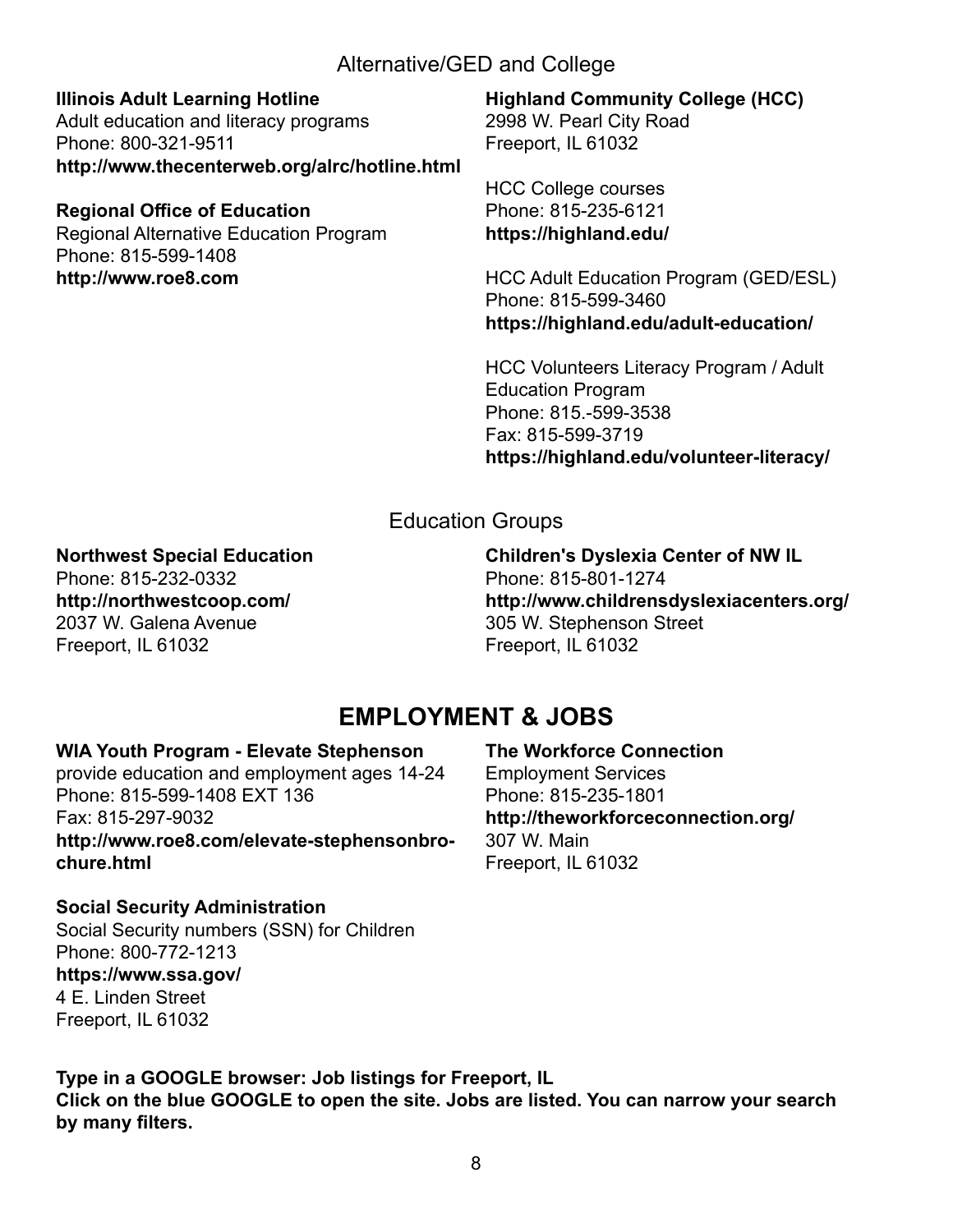## Alternative/GED and College

**Illinois Adult Learning Hotline**
Adult education and literacy programs
Phone: 800-321-9511
**http://www.thecenterweb.org/alrc/hotline.html**

**Regional Office of Education**
Regional Alternative Education Program
Phone: 815-599-1408
**http://www.roe8.com**

**Highland Community College (HCC)**
2998 W. Pearl City Road
Freeport, IL 61032

HCC College courses
Phone: 815-235-6121
**https://highland.edu/**

HCC Adult Education Program (GED/ESL)
Phone: 815-599-3460
**https://highland.edu/adult-education/**

HCC Volunteers Literacy Program / Adult Education Program
Phone: 815.-599-3538
Fax: 815-599-3719
**https://highland.edu/volunteer-literacy/**

## Education Groups

**Northwest Special Education**
Phone: 815-232-0332
**http://northwestcoop.com/**
2037 W. Galena Avenue
Freeport, IL 61032

**Children's Dyslexia Center of NW IL**
Phone: 815-801-1274
**http://www.childrensdyslexiacenters.org/**
305 W. Stephenson Street
Freeport, IL 61032

# EMPLOYMENT & JOBS

**WIA Youth Program - Elevate Stephenson**
provide education and employment ages 14-24
Phone: 815-599-1408 EXT 136
Fax: 815-297-9032
**http://www.roe8.com/elevate-stephensonbrochure.html**

**Social Security Administration**
Social Security numbers (SSN) for Children
Phone: 800-772-1213
**https://www.ssa.gov/**
4 E. Linden Street
Freeport, IL 61032

**The Workforce Connection**
Employment Services
Phone: 815-235-1801
**http://theworkforceconnection.org/**
307 W. Main
Freeport, IL 61032

**Type in a GOOGLE browser: Job listings for Freeport, IL**
**Click on the blue GOOGLE to open the site. Jobs are listed. You can narrow your search by many filters.**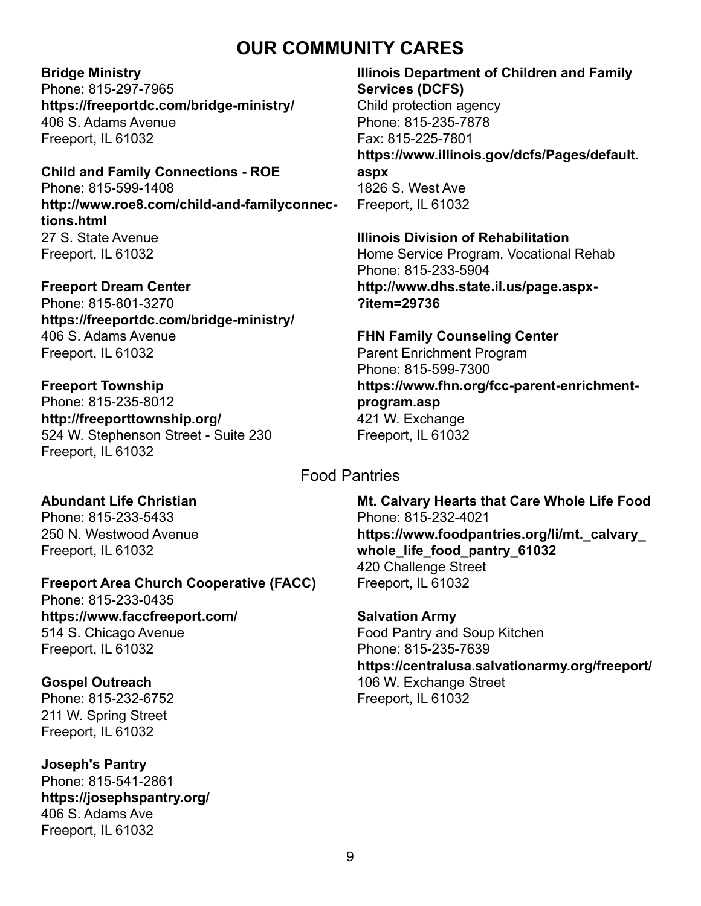# OUR COMMUNITY CARES

**Bridge Ministry**
Phone: 815-297-7965
**https://freeportdc.com/bridge-ministry/**
406 S. Adams Avenue
Freeport, IL 61032

**Child and Family Connections - ROE**
Phone: 815-599-1408
**http://www.roe8.com/child-and-familyconnections.html**
27 S. State Avenue
Freeport, IL 61032

**Freeport Dream Center**
Phone: 815-801-3270
**https://freeportdc.com/bridge-ministry/**
406 S. Adams Avenue
Freeport, IL 61032

**Freeport Township**
Phone: 815-235-8012
**http://freeporttownship.org/**
524 W. Stephenson Street - Suite 230
Freeport, IL 61032

**Illinois Department of Children and Family Services (DCFS)**
Child protection agency
Phone: 815-235-7878
Fax: 815-225-7801
**https://www.illinois.gov/dcfs/Pages/default.aspx**
1826 S. West Ave
Freeport, IL 61032

**Illinois Division of Rehabilitation**
Home Service Program, Vocational Rehab
Phone: 815-233-5904
**http://www.dhs.state.il.us/page.aspx?item=29736**

**FHN Family Counseling Center**
Parent Enrichment Program
Phone: 815-599-7300
**https://www.fhn.org/fcc-parent-enrichment-program.asp**
421 W. Exchange
Freeport, IL 61032

## Food Pantries

**Abundant Life Christian**
Phone: 815-233-5433
250 N. Westwood Avenue
Freeport, IL 61032

**Freeport Area Church Cooperative (FACC)**
Phone: 815-233-0435
**https://www.faccfreeport.com/**
514 S. Chicago Avenue
Freeport, IL 61032

**Gospel Outreach**
Phone: 815-232-6752
211 W. Spring Street
Freeport, IL 61032

**Joseph's Pantry**
Phone: 815-541-2861
**https://josephspantry.org/**
406 S. Adams Ave
Freeport, IL 61032

**Mt. Calvary Hearts that Care Whole Life Food**
Phone: 815-232-4021
**https://www.foodpantries.org/li/mt._calvary_whole_life_food_pantry_61032**
420 Challenge Street
Freeport, IL 61032

**Salvation Army**
Food Pantry and Soup Kitchen
Phone: 815-235-7639
**https://centralusa.salvationarmy.org/freeport/**
106 W. Exchange Street
Freeport, IL 61032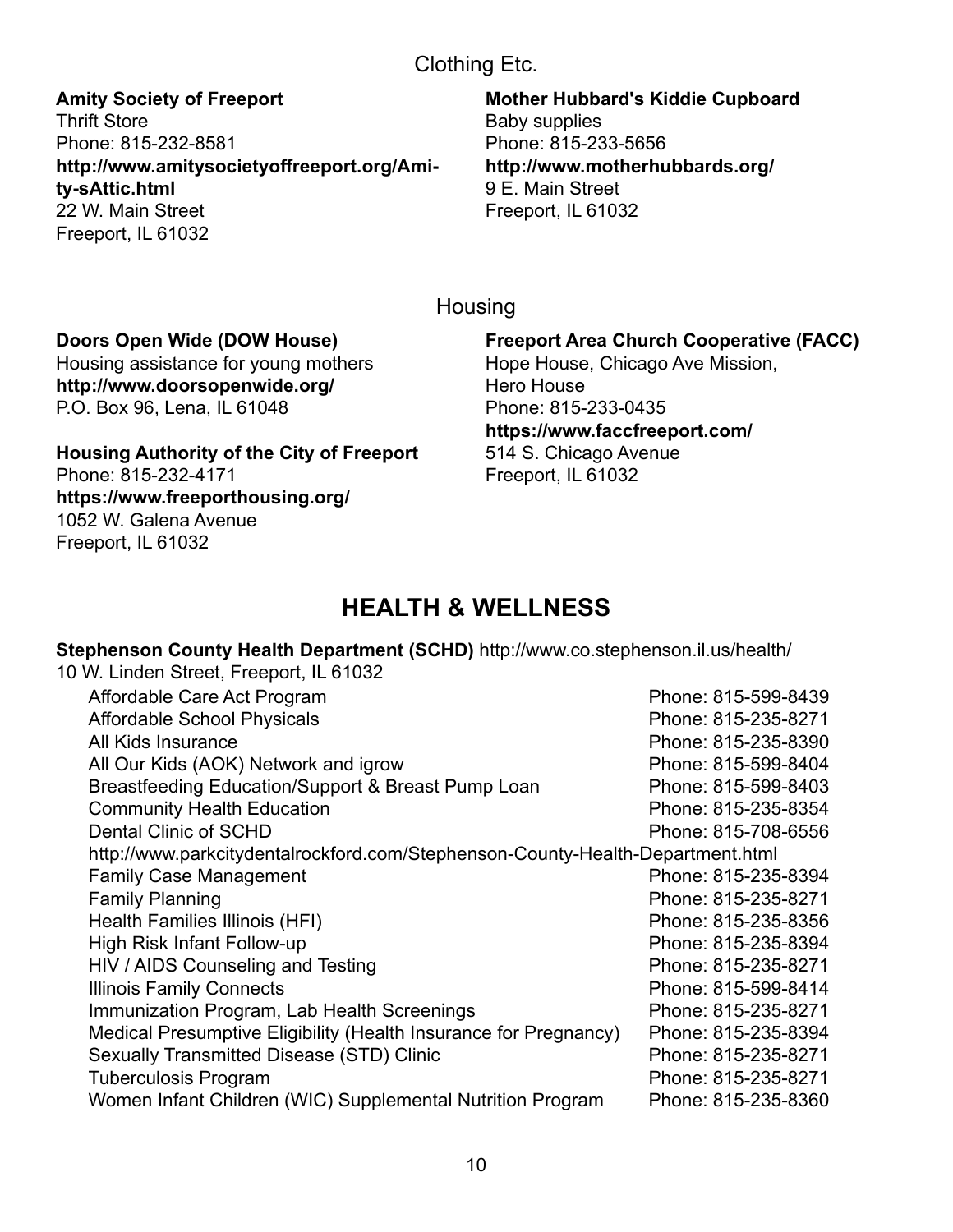## Clothing Etc.

**Amity Society of Freeport**
Thrift Store
Phone: 815-232-8581
**http://www.amitysocietyoffreeport.org/Amity-sAttic.html**
22 W. Main Street
Freeport, IL 61032

**Mother Hubbard's Kiddie Cupboard**
Baby supplies
Phone: 815-233-5656
**http://www.motherhubbards.org/**
9 E. Main Street
Freeport, IL 61032

## Housing

**Doors Open Wide (DOW House)**
Housing assistance for young mothers
**http://www.doorsopenwide.org/**
P.O. Box 96, Lena, IL 61048

**Housing Authority of the City of Freeport**
Phone: 815-232-4171
**https://www.freeporthousing.org/**
1052 W. Galena Avenue
Freeport, IL 61032

**Freeport Area Church Cooperative (FACC)**
Hope House, Chicago Ave Mission,
Hero House
Phone: 815-233-0435
**https://www.faccfreeport.com/**
514 S. Chicago Avenue
Freeport, IL 61032

# HEALTH & WELLNESS

**Stephenson County Health Department (SCHD)** http://www.co.stephenson.il.us/health/
10 W. Linden Street, Freeport, IL 61032

| Program | Phone |
|---|---|
| Affordable Care Act Program | Phone: 815-599-8439 |
| Affordable School Physicals | Phone: 815-235-8271 |
| All Kids Insurance | Phone: 815-235-8390 |
| All Our Kids (AOK) Network and igrow | Phone: 815-599-8404 |
| Breastfeeding Education/Support & Breast Pump Loan | Phone: 815-599-8403 |
| Community Health Education | Phone: 815-235-8354 |
| Dental Clinic of SCHD | Phone: 815-708-6556 |
| http://www.parkcitydentalrockford.com/Stephenson-County-Health-Department.html | |
| Family Case Management | Phone: 815-235-8394 |
| Family Planning | Phone: 815-235-8271 |
| Health Families Illinois (HFI) | Phone: 815-235-8356 |
| High Risk Infant Follow-up | Phone: 815-235-8394 |
| HIV / AIDS Counseling and Testing | Phone: 815-235-8271 |
| Illinois Family Connects | Phone: 815-599-8414 |
| Immunization Program, Lab Health Screenings | Phone: 815-235-8271 |
| Medical Presumptive Eligibility (Health Insurance for Pregnancy) | Phone: 815-235-8394 |
| Sexually Transmitted Disease (STD) Clinic | Phone: 815-235-8271 |
| Tuberculosis Program | Phone: 815-235-8271 |
| Women Infant Children (WIC) Supplemental Nutrition Program | Phone: 815-235-8360 |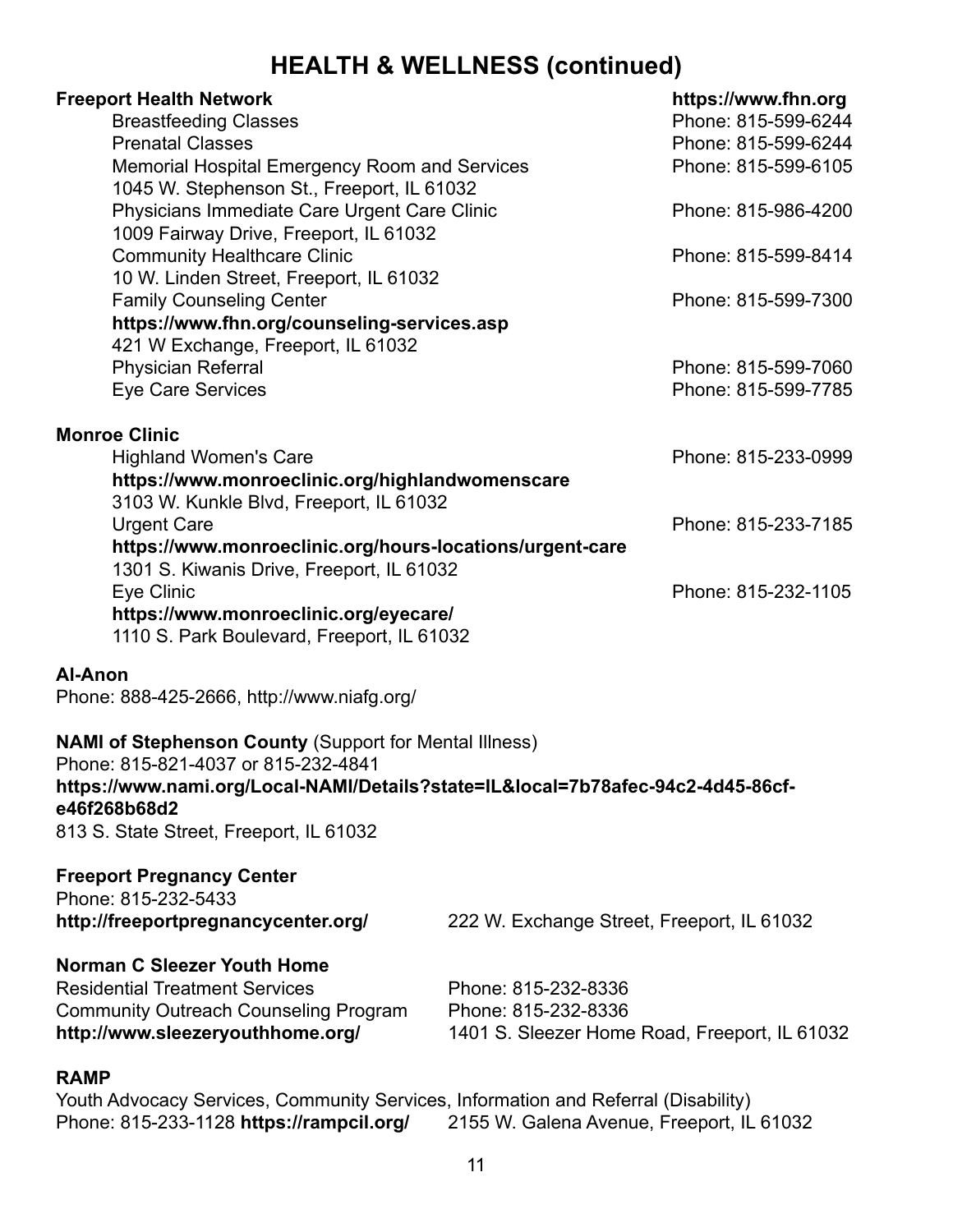# HEALTH & WELLNESS (continued)

**Freeport Health Network** **https://www.fhn.org**

Breastfeeding Classes Phone: 815-599-6244
Prenatal Classes Phone: 815-599-6244
Memorial Hospital Emergency Room and Services Phone: 815-599-6105
1045 W. Stephenson St., Freeport, IL 61032
Physicians Immediate Care Urgent Care Clinic Phone: 815-986-4200
1009 Fairway Drive, Freeport, IL 61032
Community Healthcare Clinic Phone: 815-599-8414
10 W. Linden Street, Freeport, IL 61032
Family Counseling Center Phone: 815-599-7300
**https://www.fhn.org/counseling-services.asp**
421 W Exchange, Freeport, IL 61032
Physician Referral Phone: 815-599-7060
Eye Care Services Phone: 815-599-7785

**Monroe Clinic**

Highland Women's Care Phone: 815-233-0999
**https://www.monroeclinic.org/highlandwomenscare**
3103 W. Kunkle Blvd, Freeport, IL 61032
Urgent Care Phone: 815-233-7185
**https://www.monroeclinic.org/hours-locations/urgent-care**
1301 S. Kiwanis Drive, Freeport, IL 61032
Eye Clinic Phone: 815-232-1105
**https://www.monroeclinic.org/eyecare/**
1110 S. Park Boulevard, Freeport, IL 61032

**Al-Anon**
Phone: 888-425-2666, http://www.niafg.org/

**NAMI of Stephenson County** (Support for Mental Illness)
Phone: 815-821-4037 or 815-232-4841
**https://www.nami.org/Local-NAMI/Details?state=IL&local=7b78afec-94c2-4d45-86cf-e46f268b68d2**
813 S. State Street, Freeport, IL 61032

**Freeport Pregnancy Center**
Phone: 815-232-5433
**http://freeportpregnancycenter.org/** 222 W. Exchange Street, Freeport, IL 61032

**Norman C Sleezer Youth Home**
Residential Treatment Services Phone: 815-232-8336
Community Outreach Counseling Program Phone: 815-232-8336
**http://www.sleezeryouthhome.org/** 1401 S. Sleezer Home Road, Freeport, IL 61032

**RAMP**
Youth Advocacy Services, Community Services, Information and Referral (Disability)
Phone: 815-233-1128 **https://rampcil.org/** 2155 W. Galena Avenue, Freeport, IL 61032